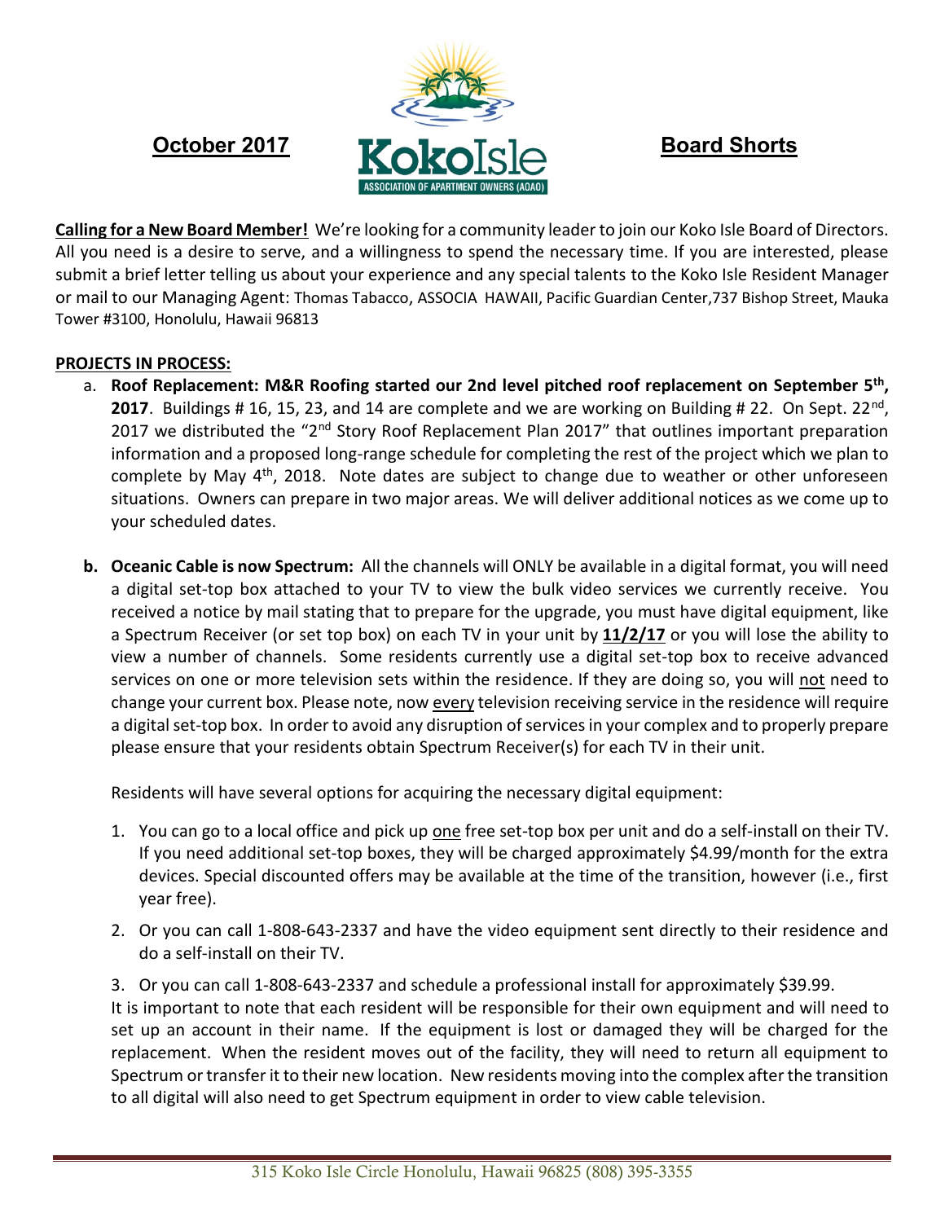**October 2017** — **Koko Isle** ASSOCIATION OF APARTMENT OWNERS (AOAO) — **Board Shorts**

**Calling for a New Board Member!** We're looking for a community leader to join our Koko Isle Board of Directors. All you need is a desire to serve, and a willingness to spend the necessary time. If you are interested, please submit a brief letter telling us about your experience and any special talents to the Koko Isle Resident Manager or mail to our Managing Agent: Thomas Tabacco, ASSOCIA HAWAII, Pacific Guardian Center,737 Bishop Street, Mauka Tower #3100, Honolulu, Hawaii 96813

**PROJECTS IN PROCESS:**

a. **Roof Replacement: M&R Roofing started our 2nd level pitched roof replacement on September 5th, 2017**. Buildings # 16, 15, 23, and 14 are complete and we are working on Building # 22. On Sept. 22nd, 2017 we distributed the "2nd Story Roof Replacement Plan 2017" that outlines important preparation information and a proposed long-range schedule for completing the rest of the project which we plan to complete by May 4th, 2018. Note dates are subject to change due to weather or other unforeseen situations. Owners can prepare in two major areas. We will deliver additional notices as we come up to your scheduled dates.

b. **Oceanic Cable is now Spectrum:** All the channels will ONLY be available in a digital format, you will need a digital set-top box attached to your TV to view the bulk video services we currently receive. You received a notice by mail stating that to prepare for the upgrade, you must have digital equipment, like a Spectrum Receiver (or set top box) on each TV in your unit by **11/2/17** or you will lose the ability to view a number of channels. Some residents currently use a digital set-top box to receive advanced services on one or more television sets within the residence. If they are doing so, you will not need to change your current box. Please note, now every television receiving service in the residence will require a digital set-top box. In order to avoid any disruption of services in your complex and to properly prepare please ensure that your residents obtain Spectrum Receiver(s) for each TV in their unit.

   Residents will have several options for acquiring the necessary digital equipment:

   1. You can go to a local office and pick up one free set-top box per unit and do a self-install on their TV. If you need additional set-top boxes, they will be charged approximately $4.99/month for the extra devices. Special discounted offers may be available at the time of the transition, however (i.e., first year free).
   2. Or you can call 1-808-643-2337 and have the video equipment sent directly to their residence and do a self-install on their TV.
   3. Or you can call 1-808-643-2337 and schedule a professional install for approximately $39.99.

   It is important to note that each resident will be responsible for their own equipment and will need to set up an account in their name. If the equipment is lost or damaged they will be charged for the replacement. When the resident moves out of the facility, they will need to return all equipment to Spectrum or transfer it to their new location. New residents moving into the complex after the transition to all digital will also need to get Spectrum equipment in order to view cable television.

315 Koko Isle Circle Honolulu, Hawaii 96825 (808) 395-3355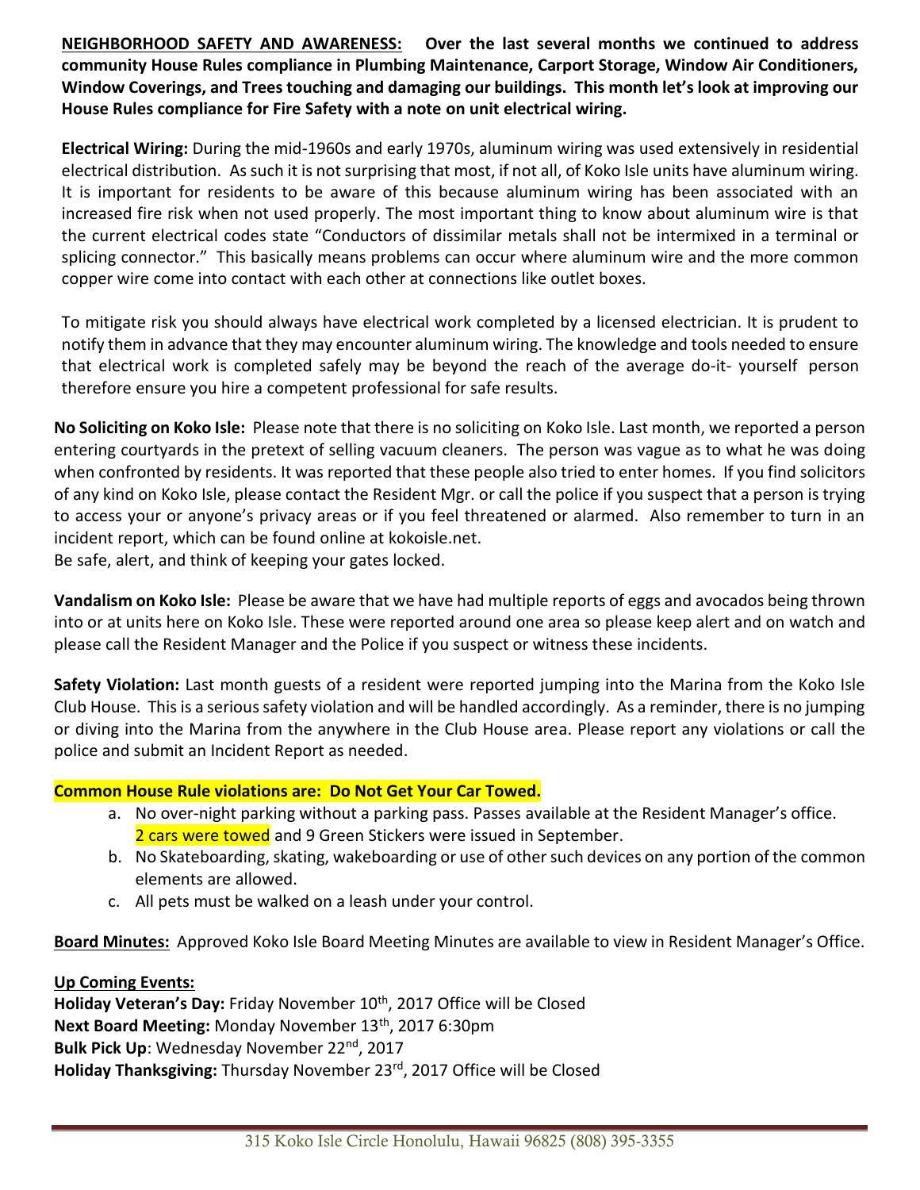**NEIGHBORHOOD SAFETY AND AWARENESS: Over the last several months we continued to address community House Rules compliance in Plumbing Maintenance, Carport Storage, Window Air Conditioners, Window Coverings, and Trees touching and damaging our buildings. This month let's look at improving our House Rules compliance for Fire Safety with a note on unit electrical wiring.**

**Electrical Wiring:** During the mid-1960s and early 1970s, aluminum wiring was used extensively in residential electrical distribution. As such it is not surprising that most, if not all, of Koko Isle units have aluminum wiring. It is important for residents to be aware of this because aluminum wiring has been associated with an increased fire risk when not used properly. The most important thing to know about aluminum wire is that the current electrical codes state "Conductors of dissimilar metals shall not be intermixed in a terminal or splicing connector." This basically means problems can occur where aluminum wire and the more common copper wire come into contact with each other at connections like outlet boxes.

To mitigate risk you should always have electrical work completed by a licensed electrician. It is prudent to notify them in advance that they may encounter aluminum wiring. The knowledge and tools needed to ensure that electrical work is completed safely may be beyond the reach of the average do-it- yourself person therefore ensure you hire a competent professional for safe results.

**No Soliciting on Koko Isle:** Please note that there is no soliciting on Koko Isle. Last month, we reported a person entering courtyards in the pretext of selling vacuum cleaners. The person was vague as to what he was doing when confronted by residents. It was reported that these people also tried to enter homes. If you find solicitors of any kind on Koko Isle, please contact the Resident Mgr. or call the police if you suspect that a person is trying to access your or anyone's privacy areas or if you feel threatened or alarmed. Also remember to turn in an incident report, which can be found online at kokoisle.net.
Be safe, alert, and think of keeping your gates locked.

**Vandalism on Koko Isle:** Please be aware that we have had multiple reports of eggs and avocados being thrown into or at units here on Koko Isle. These were reported around one area so please keep alert and on watch and please call the Resident Manager and the Police if you suspect or witness these incidents.

**Safety Violation:** Last month guests of a resident were reported jumping into the Marina from the Koko Isle Club House. This is a serious safety violation and will be handled accordingly. As a reminder, there is no jumping or diving into the Marina from the anywhere in the Club House area. Please report any violations or call the police and submit an Incident Report as needed.

**Common House Rule violations are: Do Not Get Your Car Towed.**

a. No over-night parking without a parking pass. Passes available at the Resident Manager's office. 2 cars were towed and 9 Green Stickers were issued in September.
b. No Skateboarding, skating, wakeboarding or use of other such devices on any portion of the common elements are allowed.
c. All pets must be walked on a leash under your control.

**Board Minutes:** Approved Koko Isle Board Meeting Minutes are available to view in Resident Manager's Office.

**Up Coming Events:**
**Holiday Veteran's Day:** Friday November 10th, 2017 Office will be Closed
**Next Board Meeting:** Monday November 13th, 2017 6:30pm
**Bulk Pick Up**: Wednesday November 22nd, 2017
**Holiday Thanksgiving:** Thursday November 23rd, 2017 Office will be Closed

315 Koko Isle Circle Honolulu, Hawaii 96825 (808) 395-3355